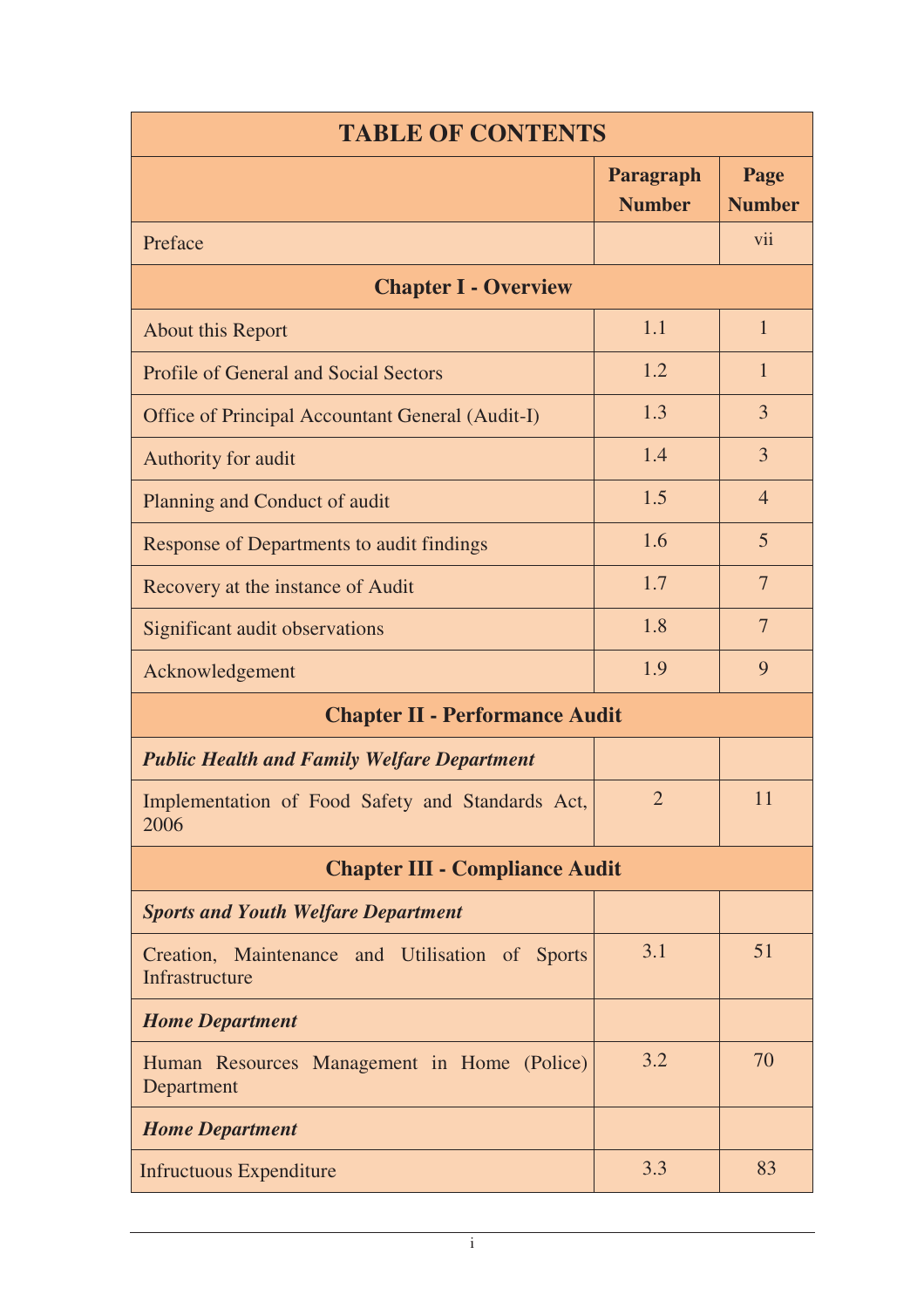| TABLE OF CONTENTS | | |
|---|---|---|
| | **Paragraph Number** | **Page Number** |
| Preface | | vii |
| **Chapter I - Overview** | | |
| About this Report | 1.1 | 1 |
| Profile of General and Social Sectors | 1.2 | 1 |
| Office of Principal Accountant General (Audit-I) | 1.3 | 3 |
| Authority for audit | 1.4 | 3 |
| Planning and Conduct of audit | 1.5 | 4 |
| Response of Departments to audit findings | 1.6 | 5 |
| Recovery at the instance of Audit | 1.7 | 7 |
| Significant audit observations | 1.8 | 7 |
| Acknowledgement | 1.9 | 9 |
| **Chapter II - Performance Audit** | | |
| ***Public Health and Family Welfare Department*** | | |
| Implementation of Food Safety and Standards Act, 2006 | 2 | 11 |
| **Chapter III - Compliance Audit** | | |
| ***Sports and Youth Welfare Department*** | | |
| Creation, Maintenance and Utilisation of Sports Infrastructure | 3.1 | 51 |
| ***Home Department*** | | |
| Human Resources Management in Home (Police) Department | 3.2 | 70 |
| ***Home Department*** | | |
| Infructuous Expenditure | 3.3 | 83 |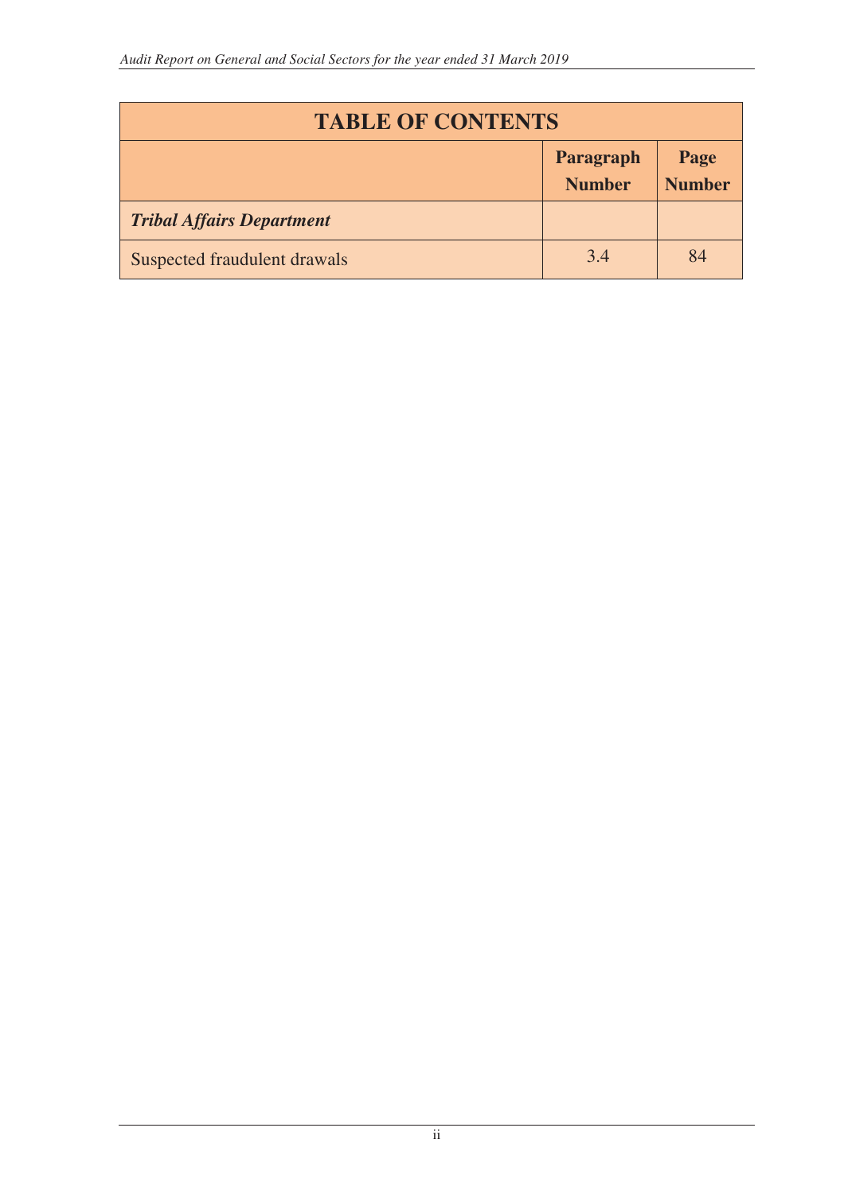| TABLE OF CONTENTS | | |
|---|---|---|
| | **Paragraph Number** | **Page Number** |
| ***Tribal Affairs Department*** | | |
| Suspected fraudulent drawals | 3.4 | 84 |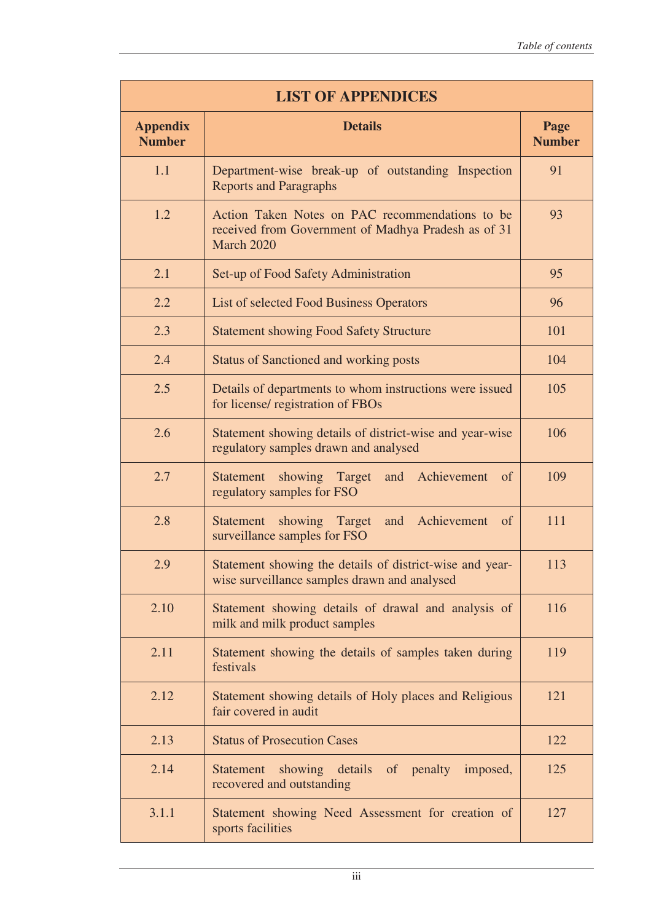| LIST OF APPENDICES | | |
|---|---|---|
| **Appendix Number** | **Details** | **Page Number** |
| 1.1 | Department-wise break-up of outstanding Inspection Reports and Paragraphs | 91 |
| 1.2 | Action Taken Notes on PAC recommendations to be received from Government of Madhya Pradesh as of 31 March 2020 | 93 |
| 2.1 | Set-up of Food Safety Administration | 95 |
| 2.2 | List of selected Food Business Operators | 96 |
| 2.3 | Statement showing Food Safety Structure | 101 |
| 2.4 | Status of Sanctioned and working posts | 104 |
| 2.5 | Details of departments to whom instructions were issued for license/ registration of FBOs | 105 |
| 2.6 | Statement showing details of district-wise and year-wise regulatory samples drawn and analysed | 106 |
| 2.7 | Statement showing Target and Achievement of regulatory samples for FSO | 109 |
| 2.8 | Statement showing Target and Achievement of surveillance samples for FSO | 111 |
| 2.9 | Statement showing the details of district-wise and year-wise surveillance samples drawn and analysed | 113 |
| 2.10 | Statement showing details of drawal and analysis of milk and milk product samples | 116 |
| 2.11 | Statement showing the details of samples taken during festivals | 119 |
| 2.12 | Statement showing details of Holy places and Religious fair covered in audit | 121 |
| 2.13 | Status of Prosecution Cases | 122 |
| 2.14 | Statement showing details of penalty imposed, recovered and outstanding | 125 |
| 3.1.1 | Statement showing Need Assessment for creation of sports facilities | 127 |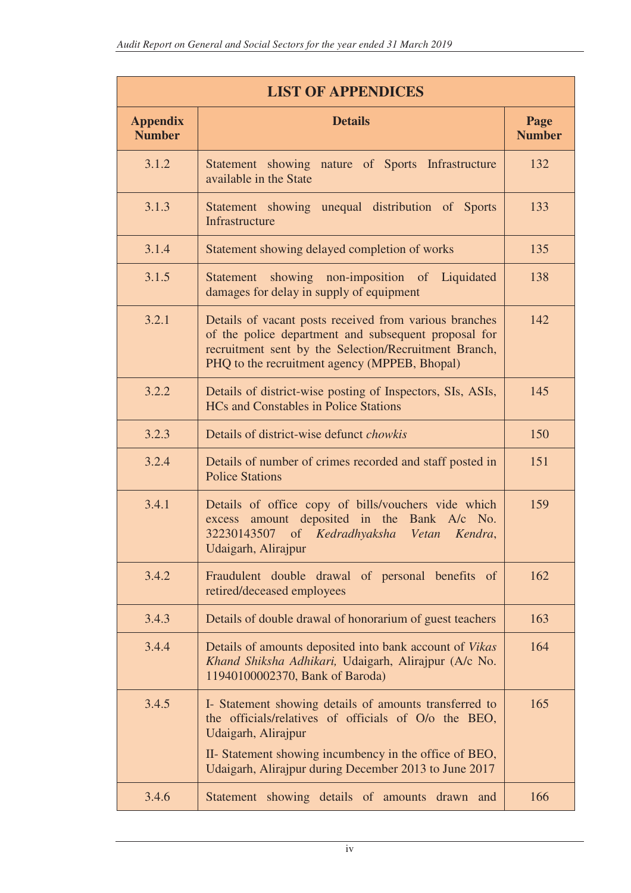| LIST OF APPENDICES | | |
|---|---|---|
| **Appendix Number** | **Details** | **Page Number** |
| 3.1.2 | Statement showing nature of Sports Infrastructure available in the State | 132 |
| 3.1.3 | Statement showing unequal distribution of Sports Infrastructure | 133 |
| 3.1.4 | Statement showing delayed completion of works | 135 |
| 3.1.5 | Statement showing non-imposition of Liquidated damages for delay in supply of equipment | 138 |
| 3.2.1 | Details of vacant posts received from various branches of the police department and subsequent proposal for recruitment sent by the Selection/Recruitment Branch, PHQ to the recruitment agency (MPPEB, Bhopal) | 142 |
| 3.2.2 | Details of district-wise posting of Inspectors, SIs, ASIs, HCs and Constables in Police Stations | 145 |
| 3.2.3 | Details of district-wise defunct *chowkis* | 150 |
| 3.2.4 | Details of number of crimes recorded and staff posted in Police Stations | 151 |
| 3.4.1 | Details of office copy of bills/vouchers vide which excess amount deposited in the Bank A/c No. 32230143507 of *Kedradhyaksha Vetan Kendra*, Udaigarh, Alirajpur | 159 |
| 3.4.2 | Fraudulent double drawal of personal benefits of retired/deceased employees | 162 |
| 3.4.3 | Details of double drawal of honorarium of guest teachers | 163 |
| 3.4.4 | Details of amounts deposited into bank account of *Vikas Khand Shiksha Adhikari,* Udaigarh, Alirajpur (A/c No. 11940100002370, Bank of Baroda) | 164 |
| 3.4.5 | I- Statement showing details of amounts transferred to the officials/relatives of officials of O/o the BEO, Udaigarh, Alirajpur<br><br>II- Statement showing incumbency in the office of BEO, Udaigarh, Alirajpur during December 2013 to June 2017 | 165 |
| 3.4.6 | Statement showing details of amounts drawn and | 166 |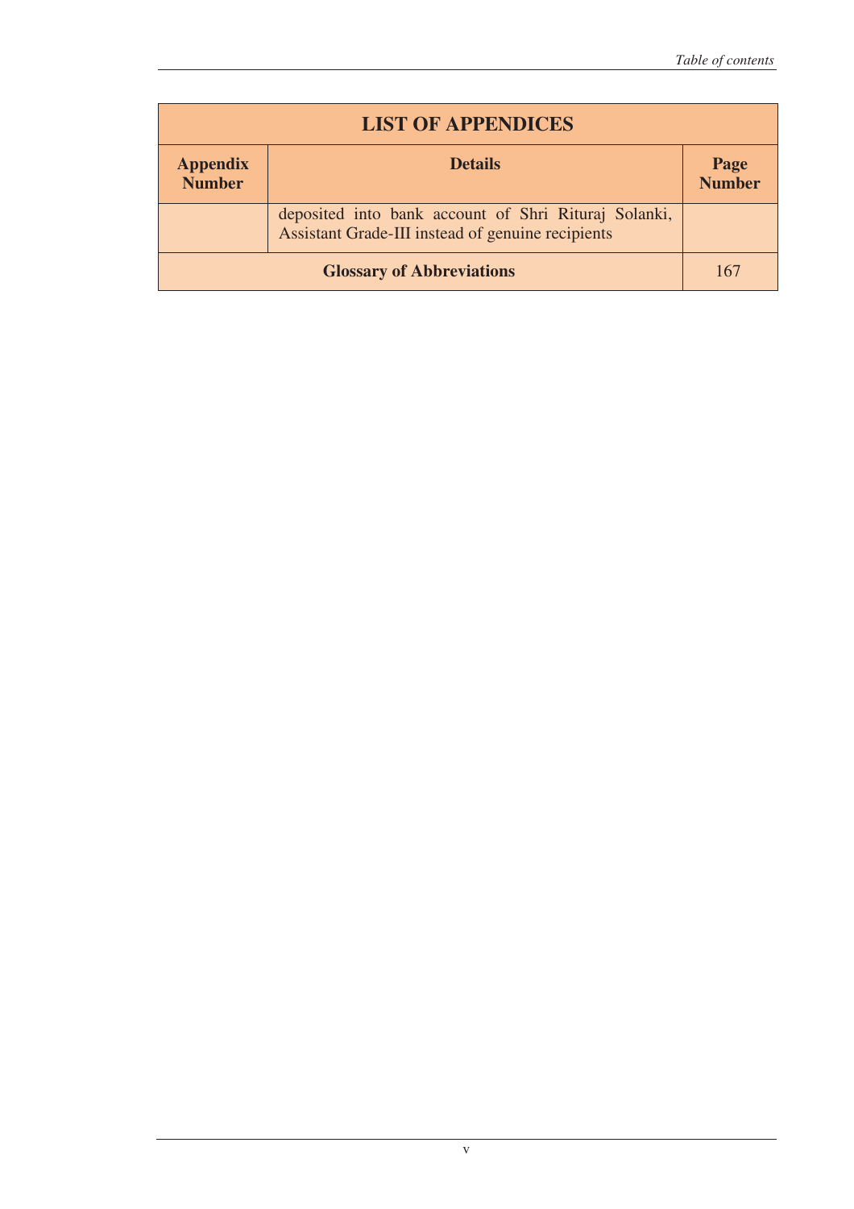## LIST OF APPENDICES

| Appendix Number | Details | Page Number |
|---|---|---|
| | deposited into bank account of Shri Rituraj Solanki, Assistant Grade-III instead of genuine recipients | |
| **Glossary of Abbreviations** | | 167 |